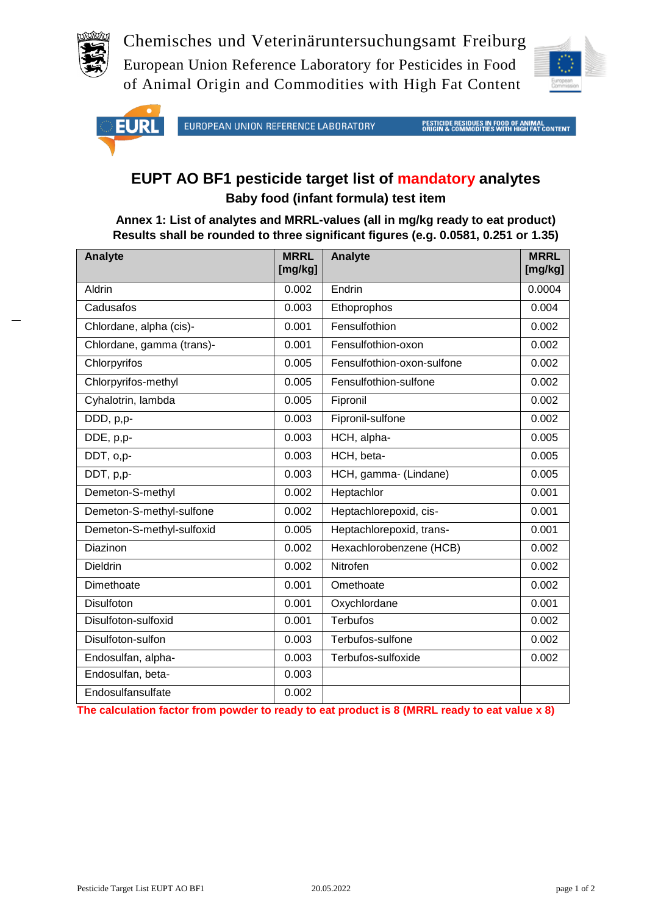Chemisches und Veterinäruntersuchungsamt Freiburg

European Union Reference Laboratory for Pesticides in Food of Animal Origin and Commodities with High Fat Content

EUROPEAN UNION REFERENCE LABORATORY — PESTICIDE RESIDUES IN FOOD OF ANIMAL ORIGIN & COMMODITIES WITH HIGH FAT CONTENT

# EUPT AO BF1 pesticide target list of mandatory analytes

## Baby food (infant formula) test item

**Annex 1: List of analytes and MRRL-values (all in mg/kg ready to eat product)**
**Results shall be rounded to three significant figures (e.g. 0.0581, 0.251 or 1.35)**

| Analyte | MRRL [mg/kg] | Analyte | MRRL [mg/kg] |
|---|---|---|---|
| Aldrin | 0.002 | Endrin | 0.0004 |
| Cadusafos | 0.003 | Ethoprophos | 0.004 |
| Chlordane, alpha (cis)- | 0.001 | Fensulfothion | 0.002 |
| Chlordane, gamma (trans)- | 0.001 | Fensulfothion-oxon | 0.002 |
| Chlorpyrifos | 0.005 | Fensulfothion-oxon-sulfone | 0.002 |
| Chlorpyrifos-methyl | 0.005 | Fensulfothion-sulfone | 0.002 |
| Cyhalotrin, lambda | 0.005 | Fipronil | 0.002 |
| DDD, p,p- | 0.003 | Fipronil-sulfone | 0.002 |
| DDE, p,p- | 0.003 | HCH, alpha- | 0.005 |
| DDT, o,p- | 0.003 | HCH, beta- | 0.005 |
| DDT, p,p- | 0.003 | HCH, gamma- (Lindane) | 0.005 |
| Demeton-S-methyl | 0.002 | Heptachlor | 0.001 |
| Demeton-S-methyl-sulfone | 0.002 | Heptachlorepoxid, cis- | 0.001 |
| Demeton-S-methyl-sulfoxid | 0.005 | Heptachlorepoxid, trans- | 0.001 |
| Diazinon | 0.002 | Hexachlorobenzene (HCB) | 0.002 |
| Dieldrin | 0.002 | Nitrofen | 0.002 |
| Dimethoate | 0.001 | Omethoate | 0.002 |
| Disulfoton | 0.001 | Oxychlordane | 0.001 |
| Disulfoton-sulfoxid | 0.001 | Terbufos | 0.002 |
| Disulfoton-sulfon | 0.003 | Terbufos-sulfone | 0.002 |
| Endosulfan, alpha- | 0.003 | Terbufos-sulfoxide | 0.002 |
| Endosulfan, beta- | 0.003 | | |
| Endosulfansulfate | 0.002 | | |

**The calculation factor from powder to ready to eat product is 8 (MRRL ready to eat value x 8)**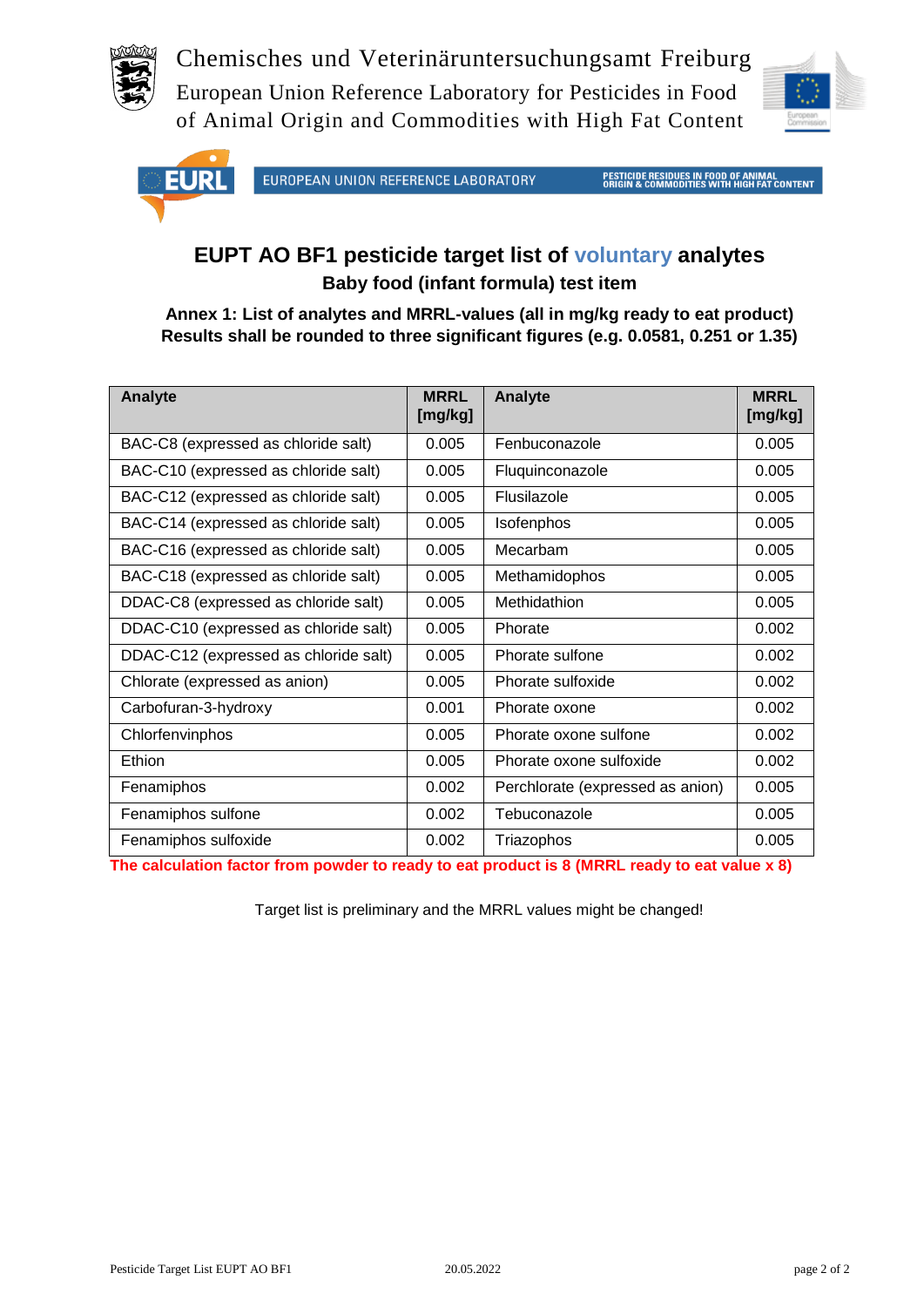Chemisches und Veterinäruntersuchungsamt Freiburg

European Union Reference Laboratory for Pesticides in Food of Animal Origin and Commodities with High Fat Content

EUROPEAN UNION REFERENCE LABORATORY — PESTICIDE RESIDUES IN FOOD OF ANIMAL ORIGIN & COMMODITIES WITH HIGH FAT CONTENT

# EUPT AO BF1 pesticide target list of voluntary analytes

## Baby food (infant formula) test item

**Annex 1: List of analytes and MRRL-values (all in mg/kg ready to eat product)**
**Results shall be rounded to three significant figures (e.g. 0.0581, 0.251 or 1.35)**

| Analyte | MRRL [mg/kg] | Analyte | MRRL [mg/kg] |
|---|---|---|---|
| BAC-C8 (expressed as chloride salt) | 0.005 | Fenbuconazole | 0.005 |
| BAC-C10 (expressed as chloride salt) | 0.005 | Fluquinconazole | 0.005 |
| BAC-C12 (expressed as chloride salt) | 0.005 | Flusilazole | 0.005 |
| BAC-C14 (expressed as chloride salt) | 0.005 | Isofenphos | 0.005 |
| BAC-C16 (expressed as chloride salt) | 0.005 | Mecarbam | 0.005 |
| BAC-C18 (expressed as chloride salt) | 0.005 | Methamidophos | 0.005 |
| DDAC-C8 (expressed as chloride salt) | 0.005 | Methidathion | 0.005 |
| DDAC-C10 (expressed as chloride salt) | 0.005 | Phorate | 0.002 |
| DDAC-C12 (expressed as chloride salt) | 0.005 | Phorate sulfone | 0.002 |
| Chlorate (expressed as anion) | 0.005 | Phorate sulfoxide | 0.002 |
| Carbofuran-3-hydroxy | 0.001 | Phorate oxone | 0.002 |
| Chlorfenvinphos | 0.005 | Phorate oxone sulfone | 0.002 |
| Ethion | 0.005 | Phorate oxone sulfoxide | 0.002 |
| Fenamiphos | 0.002 | Perchlorate (expressed as anion) | 0.005 |
| Fenamiphos sulfone | 0.002 | Tebuconazole | 0.005 |
| Fenamiphos sulfoxide | 0.002 | Triazophos | 0.005 |

**The calculation factor from powder to ready to eat product is 8 (MRRL ready to eat value x 8)**

Target list is preliminary and the MRRL values might be changed!